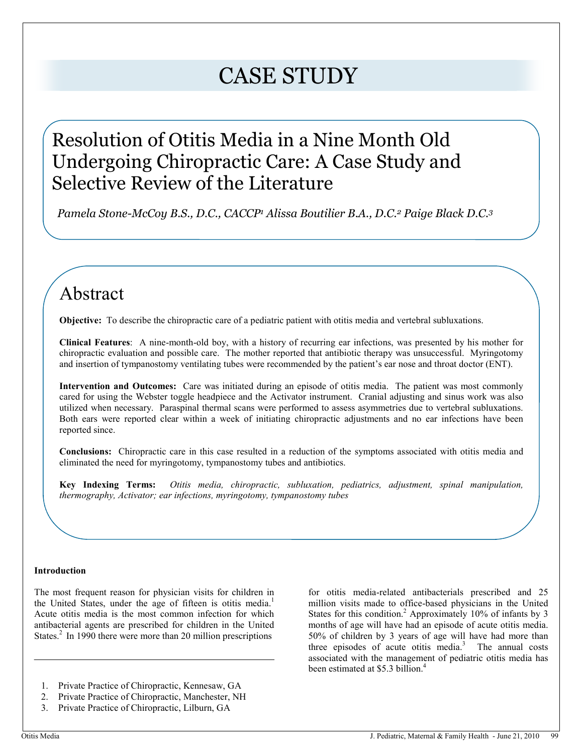# CASE STUDY

## Resolution of Otitis Media in a Nine Month Old Undergoing Chiropractic Care: A Case Study and Selective Review of the Literature

*Pamela Stone-McCoy B.S., D.C., CACCP[1] Alissa Boutilier B.A., D.C.[2] Paige Black D.C.[3]*

## Abstract

**Objective:** To describe the chiropractic care of a pediatric patient with otitis media and vertebral subluxations.

**Clinical Features**: A nine-month-old boy, with a history of recurring ear infections, was presented by his mother for chiropractic evaluation and possible care. The mother reported that antibiotic therapy was unsuccessful. Myringotomy and insertion of tympanostomy ventilating tubes were recommended by the patient's ear nose and throat doctor (ENT).

**Intervention and Outcomes:** Care was initiated during an episode of otitis media. The patient was most commonly cared for using the Webster toggle headpiece and the Activator instrument. Cranial adjusting and sinus work was also utilized when necessary. Paraspinal thermal scans were performed to assess asymmetries due to vertebral subluxations. Both ears were reported clear within a week of initiating chiropractic adjustments and no ear infections have been reported since.

**Conclusions:** Chiropractic care in this case resulted in a reduction of the symptoms associated with otitis media and eliminated the need for myringotomy, tympanostomy tubes and antibiotics.

**Key Indexing Terms:** *Otitis media, chiropractic, subluxation, pediatrics, adjustment, spinal manipulation, thermography, Activator; ear infections, myringotomy, tympanostomy tubes*

### Introduction

The most frequent reason for physician visits for children in the United States, under the age of fifteen is otitis media.[1] Acute otitis media is the most common infection for which antibacterial agents are prescribed for children in the United States.[2] In 1990 there were more than 20 million prescriptions for otitis media-related antibacterials prescribed and 25 million visits made to office-based physicians in the United States for this condition.[2] Approximately 10% of infants by 3 months of age will have had an episode of acute otitis media. 50% of children by 3 years of age will have had more than three episodes of acute otitis media.[3] The annual costs associated with the management of pediatric otitis media has been estimated at $5.3 billion.[4]

1. Private Practice of Chiropractic, Kennesaw, GA
2. Private Practice of Chiropractic, Manchester, NH
3. Private Practice of Chiropractic, Lilburn, GA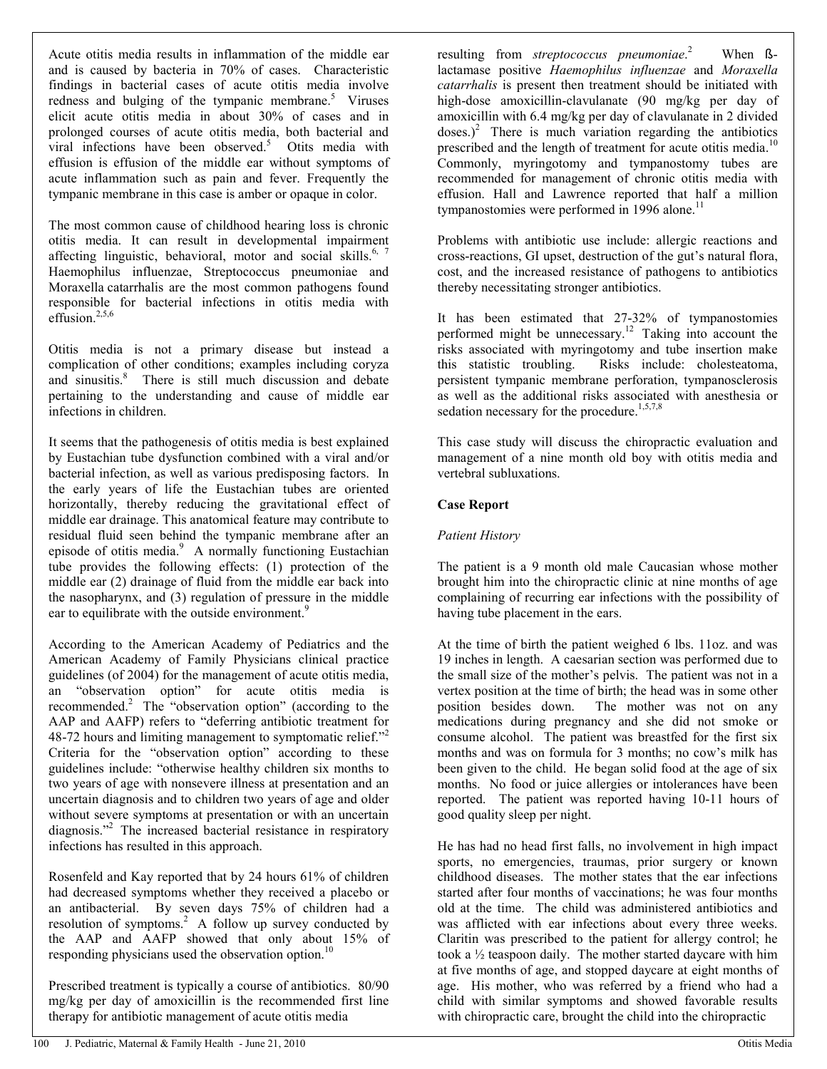Acute otitis media results in inflammation of the middle ear and is caused by bacteria in 70% of cases. Characteristic findings in bacterial cases of acute otitis media involve redness and bulging of the tympanic membrane.[5] Viruses elicit acute otitis media in about 30% of cases and in prolonged courses of acute otitis media, both bacterial and viral infections have been observed.[5] Otits media with effusion is effusion of the middle ear without symptoms of acute inflammation such as pain and fever. Frequently the tympanic membrane in this case is amber or opaque in color.

The most common cause of childhood hearing loss is chronic otitis media. It can result in developmental impairment affecting linguistic, behavioral, motor and social skills.[6, 7] Haemophilus influenzae, Streptococcus pneumoniae and Moraxella catarrhalis are the most common pathogens found responsible for bacterial infections in otitis media with effusion.[2,5,6]

Otitis media is not a primary disease but instead a complication of other conditions; examples including coryza and sinusitis.[8] There is still much discussion and debate pertaining to the understanding and cause of middle ear infections in children.

It seems that the pathogenesis of otitis media is best explained by Eustachian tube dysfunction combined with a viral and/or bacterial infection, as well as various predisposing factors. In the early years of life the Eustachian tubes are oriented horizontally, thereby reducing the gravitational effect of middle ear drainage. This anatomical feature may contribute to residual fluid seen behind the tympanic membrane after an episode of otitis media.[9] A normally functioning Eustachian tube provides the following effects: (1) protection of the middle ear (2) drainage of fluid from the middle ear back into the nasopharynx, and (3) regulation of pressure in the middle ear to equilibrate with the outside environment.[9]

According to the American Academy of Pediatrics and the American Academy of Family Physicians clinical practice guidelines (of 2004) for the management of acute otitis media, an "observation option" for acute otitis media is recommended.[2] The "observation option" (according to the AAP and AAFP) refers to "deferring antibiotic treatment for 48-72 hours and limiting management to symptomatic relief."[2] Criteria for the "observation option" according to these guidelines include: "otherwise healthy children six months to two years of age with nonsevere illness at presentation and an uncertain diagnosis and to children two years of age and older without severe symptoms at presentation or with an uncertain diagnosis."[2] The increased bacterial resistance in respiratory infections has resulted in this approach.

Rosenfeld and Kay reported that by 24 hours 61% of children had decreased symptoms whether they received a placebo or an antibacterial. By seven days 75% of children had a resolution of symptoms.[2] A follow up survey conducted by the AAP and AAFP showed that only about 15% of responding physicians used the observation option.[10]

Prescribed treatment is typically a course of antibiotics. 80/90 mg/kg per day of amoxicillin is the recommended first line therapy for antibiotic management of acute otitis media resulting from *streptococcus pneumoniae*.[2] When ß-lactamase positive *Haemophilus influenzae* and *Moraxella catarrhalis* is present then treatment should be initiated with high-dose amoxicillin-clavulanate (90 mg/kg per day of amoxicillin with 6.4 mg/kg per day of clavulanate in 2 divided doses.)[2] There is much variation regarding the antibiotics prescribed and the length of treatment for acute otitis media.[10] Commonly, myringotomy and tympanostomy tubes are recommended for management of chronic otitis media with effusion. Hall and Lawrence reported that half a million tympanostomies were performed in 1996 alone.[11]

Problems with antibiotic use include: allergic reactions and cross-reactions, GI upset, destruction of the gut's natural flora, cost, and the increased resistance of pathogens to antibiotics thereby necessitating stronger antibiotics.

It has been estimated that 27-32% of tympanostomies performed might be unnecessary.[12] Taking into account the risks associated with myringotomy and tube insertion make this statistic troubling. Risks include: cholesteatoma, persistent tympanic membrane perforation, tympanosclerosis as well as the additional risks associated with anesthesia or sedation necessary for the procedure.[1,5,7,8]

This case study will discuss the chiropractic evaluation and management of a nine month old boy with otitis media and vertebral subluxations.

## Case Report

### *Patient History*

The patient is a 9 month old male Caucasian whose mother brought him into the chiropractic clinic at nine months of age complaining of recurring ear infections with the possibility of having tube placement in the ears.

At the time of birth the patient weighed 6 lbs. 11oz. and was 19 inches in length. A caesarian section was performed due to the small size of the mother's pelvis. The patient was not in a vertex position at the time of birth; the head was in some other position besides down. The mother was not on any medications during pregnancy and she did not smoke or consume alcohol. The patient was breastfed for the first six months and was on formula for 3 months; no cow's milk has been given to the child. He began solid food at the age of six months. No food or juice allergies or intolerances have been reported. The patient was reported having 10-11 hours of good quality sleep per night.

He has had no head first falls, no involvement in high impact sports, no emergencies, traumas, prior surgery or known childhood diseases. The mother states that the ear infections started after four months of vaccinations; he was four months old at the time. The child was administered antibiotics and was afflicted with ear infections about every three weeks. Claritin was prescribed to the patient for allergy control; he took a ½ teaspoon daily. The mother started daycare with him at five months of age, and stopped daycare at eight months of age. His mother, who was referred by a friend who had a child with similar symptoms and showed favorable results with chiropractic care, brought the child into the chiropractic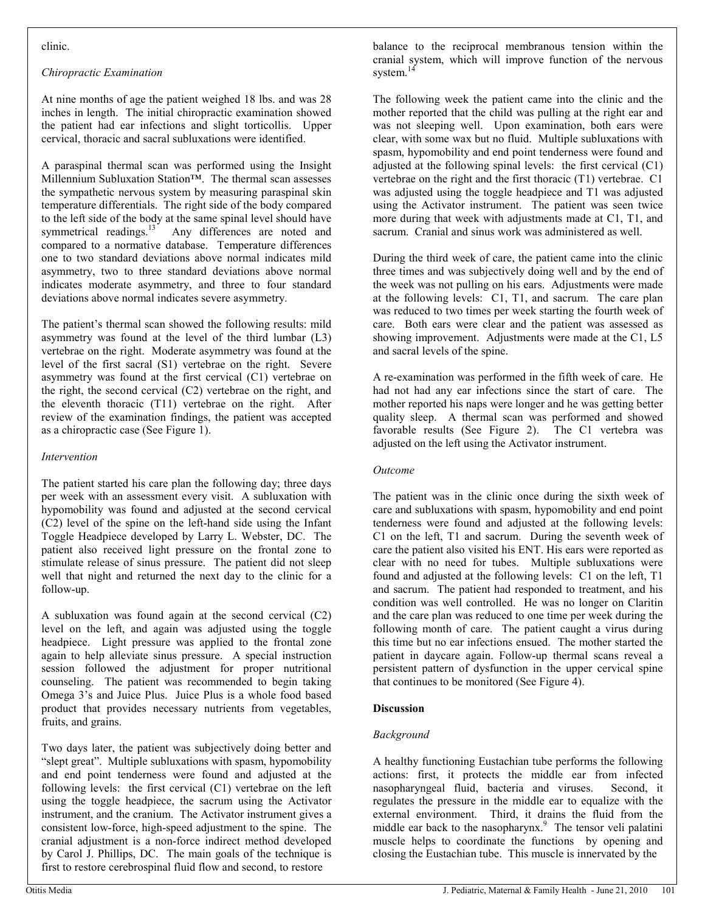clinic.

*Chiropractic Examination*

At nine months of age the patient weighed 18 lbs. and was 28 inches in length. The initial chiropractic examination showed the patient had ear infections and slight torticollis. Upper cervical, thoracic and sacral subluxations were identified.

A paraspinal thermal scan was performed using the Insight Millennium Subluxation Station™. The thermal scan assesses the sympathetic nervous system by measuring paraspinal skin temperature differentials. The right side of the body compared to the left side of the body at the same spinal level should have symmetrical readings.[13] Any differences are noted and compared to a normative database. Temperature differences one to two standard deviations above normal indicates mild asymmetry, two to three standard deviations above normal indicates moderate asymmetry, and three to four standard deviations above normal indicates severe asymmetry.

The patient's thermal scan showed the following results: mild asymmetry was found at the level of the third lumbar (L3) vertebrae on the right. Moderate asymmetry was found at the level of the first sacral (S1) vertebrae on the right. Severe asymmetry was found at the first cervical (C1) vertebrae on the right, the second cervical (C2) vertebrae on the right, and the eleventh thoracic (T11) vertebrae on the right. After review of the examination findings, the patient was accepted as a chiropractic case (See Figure 1).

*Intervention*

The patient started his care plan the following day; three days per week with an assessment every visit. A subluxation with hypomobility was found and adjusted at the second cervical (C2) level of the spine on the left-hand side using the Infant Toggle Headpiece developed by Larry L. Webster, DC. The patient also received light pressure on the frontal zone to stimulate release of sinus pressure. The patient did not sleep well that night and returned the next day to the clinic for a follow-up.

A subluxation was found again at the second cervical (C2) level on the left, and again was adjusted using the toggle headpiece. Light pressure was applied to the frontal zone again to help alleviate sinus pressure. A special instruction session followed the adjustment for proper nutritional counseling. The patient was recommended to begin taking Omega 3's and Juice Plus. Juice Plus is a whole food based product that provides necessary nutrients from vegetables, fruits, and grains.

Two days later, the patient was subjectively doing better and "slept great". Multiple subluxations with spasm, hypomobility and end point tenderness were found and adjusted at the following levels: the first cervical (C1) vertebrae on the left using the toggle headpiece, the sacrum using the Activator instrument, and the cranium. The Activator instrument gives a consistent low-force, high-speed adjustment to the spine. The cranial adjustment is a non-force indirect method developed by Carol J. Phillips, DC. The main goals of the technique is first to restore cerebrospinal fluid flow and second, to restore balance to the reciprocal membranous tension within the cranial system, which will improve function of the nervous system.[14]

The following week the patient came into the clinic and the mother reported that the child was pulling at the right ear and was not sleeping well. Upon examination, both ears were clear, with some wax but no fluid. Multiple subluxations with spasm, hypomobility and end point tenderness were found and adjusted at the following spinal levels: the first cervical (C1) vertebrae on the right and the first thoracic (T1) vertebrae. C1 was adjusted using the toggle headpiece and T1 was adjusted using the Activator instrument. The patient was seen twice more during that week with adjustments made at C1, T1, and sacrum. Cranial and sinus work was administered as well.

During the third week of care, the patient came into the clinic three times and was subjectively doing well and by the end of the week was not pulling on his ears. Adjustments were made at the following levels: C1, T1, and sacrum. The care plan was reduced to two times per week starting the fourth week of care. Both ears were clear and the patient was assessed as showing improvement. Adjustments were made at the C1, L5 and sacral levels of the spine.

A re-examination was performed in the fifth week of care. He had not had any ear infections since the start of care. The mother reported his naps were longer and he was getting better quality sleep. A thermal scan was performed and showed favorable results (See Figure 2). The C1 vertebra was adjusted on the left using the Activator instrument.

*Outcome*

The patient was in the clinic once during the sixth week of care and subluxations with spasm, hypomobility and end point tenderness were found and adjusted at the following levels: C1 on the left, T1 and sacrum. During the seventh week of care the patient also visited his ENT. His ears were reported as clear with no need for tubes. Multiple subluxations were found and adjusted at the following levels: C1 on the left, T1 and sacrum. The patient had responded to treatment, and his condition was well controlled. He was no longer on Claritin and the care plan was reduced to one time per week during the following month of care. The patient caught a virus during this time but no ear infections ensued. The mother started the patient in daycare again. Follow-up thermal scans reveal a persistent pattern of dysfunction in the upper cervical spine that continues to be monitored (See Figure 4).

## Discussion

*Background*

A healthy functioning Eustachian tube performs the following actions: first, it protects the middle ear from infected nasopharyngeal fluid, bacteria and viruses. Second, it regulates the pressure in the middle ear to equalize with the external environment. Third, it drains the fluid from the middle ear back to the nasopharynx.[9] The tensor veli palatini muscle helps to coordinate the functions by opening and closing the Eustachian tube. This muscle is innervated by the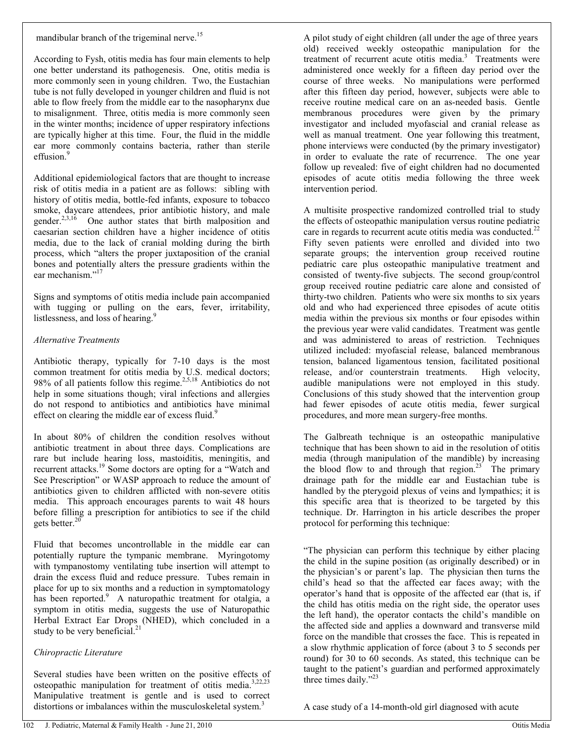mandibular branch of the trigeminal nerve.[15]

According to Fysh, otitis media has four main elements to help one better understand its pathogenesis. One, otitis media is more commonly seen in young children. Two, the Eustachian tube is not fully developed in younger children and fluid is not able to flow freely from the middle ear to the nasopharynx due to misalignment. Three, otitis media is more commonly seen in the winter months; incidence of upper respiratory infections are typically higher at this time. Four, the fluid in the middle ear more commonly contains bacteria, rather than sterile effusion.[9]

Additional epidemiological factors that are thought to increase risk of otitis media in a patient are as follows: sibling with history of otitis media, bottle-fed infants, exposure to tobacco smoke, daycare attendees, prior antibiotic history, and male gender.[2,3,16] One author states that birth malposition and caesarian section children have a higher incidence of otitis media, due to the lack of cranial molding during the birth process, which "alters the proper juxtaposition of the cranial bones and potentially alters the pressure gradients within the ear mechanism."[17]

Signs and symptoms of otitis media include pain accompanied with tugging or pulling on the ears, fever, irritability, listlessness, and loss of hearing.[9]

*Alternative Treatments*

Antibiotic therapy, typically for 7-10 days is the most common treatment for otitis media by U.S. medical doctors; 98% of all patients follow this regime.[2,5,18] Antibiotics do not help in some situations though; viral infections and allergies do not respond to antibiotics and antibiotics have minimal effect on clearing the middle ear of excess fluid.[9]

In about 80% of children the condition resolves without antibiotic treatment in about three days. Complications are rare but include hearing loss, mastoiditis, meningitis, and recurrent attacks.[19] Some doctors are opting for a "Watch and See Prescription" or WASP approach to reduce the amount of antibiotics given to children afflicted with non-severe otitis media. This approach encourages parents to wait 48 hours before filling a prescription for antibiotics to see if the child gets better.[20]

Fluid that becomes uncontrollable in the middle ear can potentially rupture the tympanic membrane. Myringotomy with tympanostomy ventilating tube insertion will attempt to drain the excess fluid and reduce pressure. Tubes remain in place for up to six months and a reduction in symptomatology has been reported.[9] A naturopathic treatment for otalgia, a symptom in otitis media, suggests the use of Naturopathic Herbal Extract Ear Drops (NHED), which concluded in a study to be very beneficial.[21]

*Chiropractic Literature*

Several studies have been written on the positive effects of osteopathic manipulation for treatment of otitis media.[3,22,23] Manipulative treatment is gentle and is used to correct distortions or imbalances within the musculoskeletal system.[3]

A pilot study of eight children (all under the age of three years old) received weekly osteopathic manipulation for the treatment of recurrent acute otitis media.[3] Treatments were administered once weekly for a fifteen day period over the course of three weeks. No manipulations were performed after this fifteen day period, however, subjects were able to receive routine medical care on an as-needed basis. Gentle membranous procedures were given by the primary investigator and included myofascial and cranial release as well as manual treatment. One year following this treatment, phone interviews were conducted (by the primary investigator) in order to evaluate the rate of recurrence. The one year follow up revealed: five of eight children had no documented episodes of acute otitis media following the three week intervention period.

A multisite prospective randomized controlled trial to study the effects of osteopathic manipulation versus routine pediatric care in regards to recurrent acute otitis media was conducted.[22] Fifty seven patients were enrolled and divided into two separate groups; the intervention group received routine pediatric care plus osteopathic manipulative treatment and consisted of twenty-five subjects. The second group/control group received routine pediatric care alone and consisted of thirty-two children. Patients who were six months to six years old and who had experienced three episodes of acute otitis media within the previous six months or four episodes within the previous year were valid candidates. Treatment was gentle and was administered to areas of restriction. Techniques utilized included: myofascial release, balanced membranous tension, balanced ligamentous tension, facilitated positional release, and/or counterstrain treatments. High velocity, audible manipulations were not employed in this study. Conclusions of this study showed that the intervention group had fewer episodes of acute otitis media, fewer surgical procedures, and more mean surgery-free months.

The Galbreath technique is an osteopathic manipulative technique that has been shown to aid in the resolution of otitis media (through manipulation of the mandible) by increasing the blood flow to and through that region.[23] The primary drainage path for the middle ear and Eustachian tube is handled by the pterygoid plexus of veins and lymphatics; it is this specific area that is theorized to be targeted by this technique. Dr. Harrington in his article describes the proper protocol for performing this technique:

"The physician can perform this technique by either placing the child in the supine position (as originally described) or in the physician's or parent's lap. The physician then turns the child's head so that the affected ear faces away; with the operator's hand that is opposite of the affected ear (that is, if the child has otitis media on the right side, the operator uses the left hand), the operator contacts the child's mandible on the affected side and applies a downward and transverse mild force on the mandible that crosses the face. This is repeated in a slow rhythmic application of force (about 3 to 5 seconds per round) for 30 to 60 seconds. As stated, this technique can be taught to the patient's guardian and performed approximately three times daily."[23]

A case study of a 14-month-old girl diagnosed with acute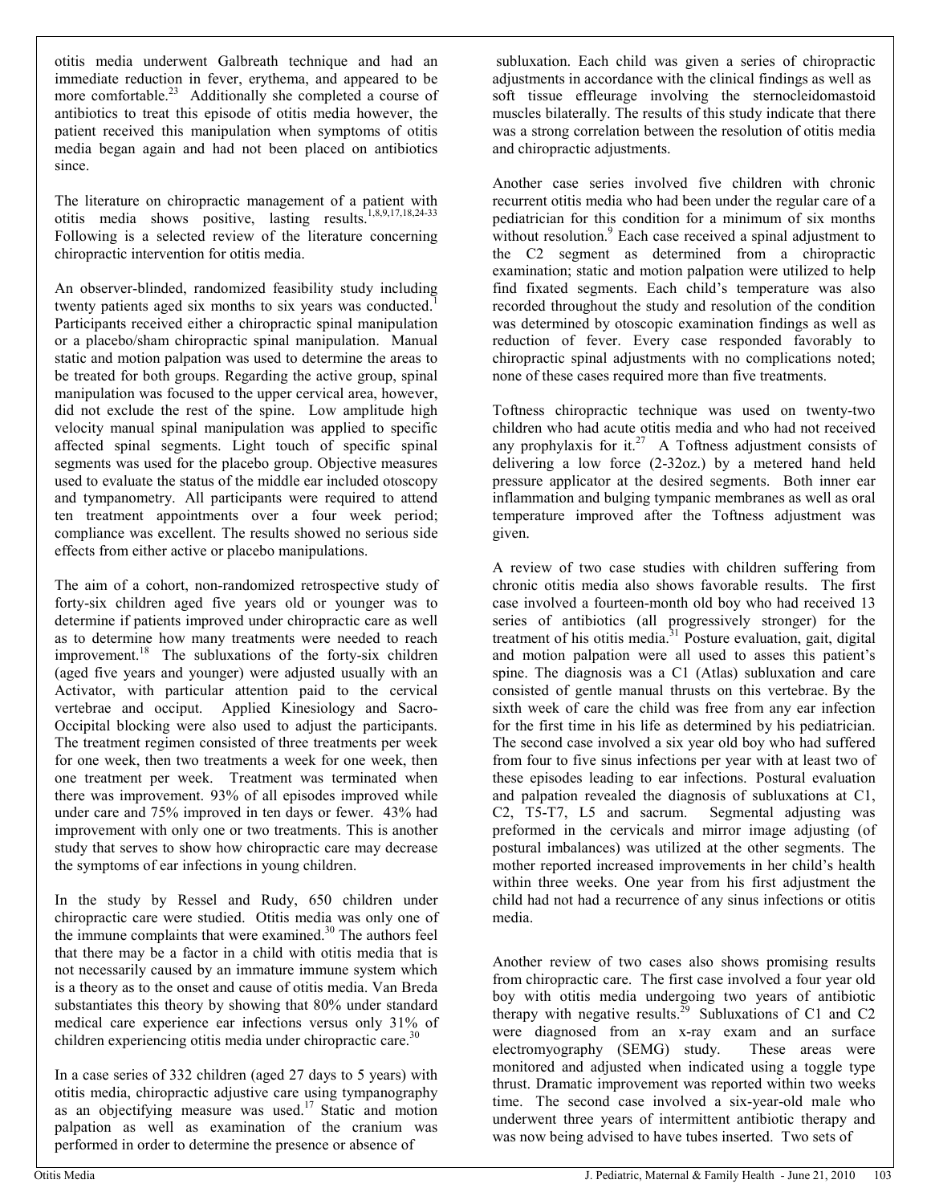otitis media underwent Galbreath technique and had an immediate reduction in fever, erythema, and appeared to be more comfortable.[23] Additionally she completed a course of antibiotics to treat this episode of otitis media however, the patient received this manipulation when symptoms of otitis media began again and had not been placed on antibiotics since.

The literature on chiropractic management of a patient with otitis media shows positive, lasting results.[1,8,9,17,18,24-33] Following is a selected review of the literature concerning chiropractic intervention for otitis media.

An observer-blinded, randomized feasibility study including twenty patients aged six months to six years was conducted.[1] Participants received either a chiropractic spinal manipulation or a placebo/sham chiropractic spinal manipulation. Manual static and motion palpation was used to determine the areas to be treated for both groups. Regarding the active group, spinal manipulation was focused to the upper cervical area, however, did not exclude the rest of the spine. Low amplitude high velocity manual spinal manipulation was applied to specific affected spinal segments. Light touch of specific spinal segments was used for the placebo group. Objective measures used to evaluate the status of the middle ear included otoscopy and tympanometry. All participants were required to attend ten treatment appointments over a four week period; compliance was excellent. The results showed no serious side effects from either active or placebo manipulations.

The aim of a cohort, non-randomized retrospective study of forty-six children aged five years old or younger was to determine if patients improved under chiropractic care as well as to determine how many treatments were needed to reach improvement.[18] The subluxations of the forty-six children (aged five years and younger) were adjusted usually with an Activator, with particular attention paid to the cervical vertebrae and occiput. Applied Kinesiology and Sacro-Occipital blocking were also used to adjust the participants. The treatment regimen consisted of three treatments per week for one week, then two treatments a week for one week, then one treatment per week. Treatment was terminated when there was improvement. 93% of all episodes improved while under care and 75% improved in ten days or fewer. 43% had improvement with only one or two treatments. This is another study that serves to show how chiropractic care may decrease the symptoms of ear infections in young children.

In the study by Ressel and Rudy, 650 children under chiropractic care were studied. Otitis media was only one of the immune complaints that were examined.[30] The authors feel that there may be a factor in a child with otitis media that is not necessarily caused by an immature immune system which is a theory as to the onset and cause of otitis media. Van Breda substantiates this theory by showing that 80% under standard medical care experience ear infections versus only 31% of children experiencing otitis media under chiropractic care.[30]

In a case series of 332 children (aged 27 days to 5 years) with otitis media, chiropractic adjustive care using tympanography as an objectifying measure was used.[17] Static and motion palpation as well as examination of the cranium was performed in order to determine the presence or absence of subluxation. Each child was given a series of chiropractic adjustments in accordance with the clinical findings as well as soft tissue effleurage involving the sternocleidomastoid muscles bilaterally. The results of this study indicate that there was a strong correlation between the resolution of otitis media and chiropractic adjustments.

Another case series involved five children with chronic recurrent otitis media who had been under the regular care of a pediatrician for this condition for a minimum of six months without resolution.[9] Each case received a spinal adjustment to the C2 segment as determined from a chiropractic examination; static and motion palpation were utilized to help find fixated segments. Each child's temperature was also recorded throughout the study and resolution of the condition was determined by otoscopic examination findings as well as reduction of fever. Every case responded favorably to chiropractic spinal adjustments with no complications noted; none of these cases required more than five treatments.

Toftness chiropractic technique was used on twenty-two children who had acute otitis media and who had not received any prophylaxis for it.[27] A Toftness adjustment consists of delivering a low force (2-32oz.) by a metered hand held pressure applicator at the desired segments. Both inner ear inflammation and bulging tympanic membranes as well as oral temperature improved after the Toftness adjustment was given.

A review of two case studies with children suffering from chronic otitis media also shows favorable results. The first case involved a fourteen-month old boy who had received 13 series of antibiotics (all progressively stronger) for the treatment of his otitis media.[31] Posture evaluation, gait, digital and motion palpation were all used to asses this patient's spine. The diagnosis was a C1 (Atlas) subluxation and care consisted of gentle manual thrusts on this vertebrae. By the sixth week of care the child was free from any ear infection for the first time in his life as determined by his pediatrician. The second case involved a six year old boy who had suffered from four to five sinus infections per year with at least two of these episodes leading to ear infections. Postural evaluation and palpation revealed the diagnosis of subluxations at C1, C2, T5-T7, L5 and sacrum. Segmental adjusting was preformed in the cervicals and mirror image adjusting (of postural imbalances) was utilized at the other segments. The mother reported increased improvements in her child's health within three weeks. One year from his first adjustment the child had not had a recurrence of any sinus infections or otitis media.

Another review of two cases also shows promising results from chiropractic care. The first case involved a four year old boy with otitis media undergoing two years of antibiotic therapy with negative results.[29] Subluxations of C1 and C2 were diagnosed from an x-ray exam and an surface electromyography (SEMG) study. These areas were monitored and adjusted when indicated using a toggle type thrust. Dramatic improvement was reported within two weeks time. The second case involved a six-year-old male who underwent three years of intermittent antibiotic therapy and was now being advised to have tubes inserted. Two sets of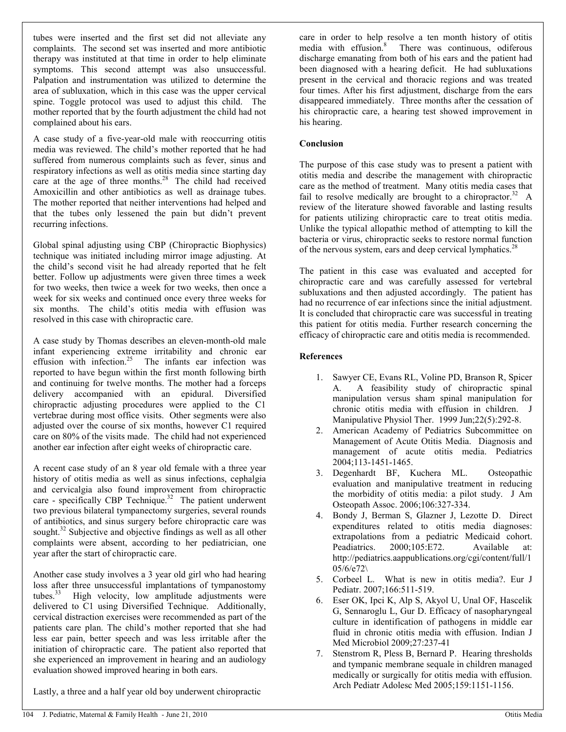tubes were inserted and the first set did not alleviate any complaints. The second set was inserted and more antibiotic therapy was instituted at that time in order to help eliminate symptoms. This second attempt was also unsuccessful. Palpation and instrumentation was utilized to determine the area of subluxation, which in this case was the upper cervical spine. Toggle protocol was used to adjust this child. The mother reported that by the fourth adjustment the child had not complained about his ears.

A case study of a five-year-old male with reoccurring otitis media was reviewed. The child's mother reported that he had suffered from numerous complaints such as fever, sinus and respiratory infections as well as otitis media since starting day care at the age of three months.[28] The child had received Amoxicillin and other antibiotics as well as drainage tubes. The mother reported that neither interventions had helped and that the tubes only lessened the pain but didn't prevent recurring infections.

Global spinal adjusting using CBP (Chiropractic Biophysics) technique was initiated including mirror image adjusting. At the child's second visit he had already reported that he felt better. Follow up adjustments were given three times a week for two weeks, then twice a week for two weeks, then once a week for six weeks and continued once every three weeks for six months. The child's otitis media with effusion was resolved in this case with chiropractic care.

A case study by Thomas describes an eleven-month-old male infant experiencing extreme irritability and chronic ear effusion with infection.[25] The infants ear infection was reported to have begun within the first month following birth and continuing for twelve months. The mother had a forceps delivery accompanied with an epidural. Diversified chiropractic adjusting procedures were applied to the C1 vertebrae during most office visits. Other segments were also adjusted over the course of six months, however C1 required care on 80% of the visits made. The child had not experienced another ear infection after eight weeks of chiropractic care.

A recent case study of an 8 year old female with a three year history of otitis media as well as sinus infections, cephalgia and cervicalgia also found improvement from chiropractic care - specifically CBP Technique.[32] The patient underwent two previous bilateral tympanectomy surgeries, several rounds of antibiotics, and sinus surgery before chiropractic care was sought.[32] Subjective and objective findings as well as all other complaints were absent, according to her pediatrician, one year after the start of chiropractic care.

Another case study involves a 3 year old girl who had hearing loss after three unsuccessful implantations of tympanostomy tubes.[33] High velocity, low amplitude adjustments were delivered to C1 using Diversified Technique. Additionally, cervical distraction exercises were recommended as part of the patients care plan. The child's mother reported that she had less ear pain, better speech and was less irritable after the initiation of chiropractic care. The patient also reported that she experienced an improvement in hearing and an audiology evaluation showed improved hearing in both ears.

Lastly, a three and a half year old boy underwent chiropractic care in order to help resolve a ten month history of otitis media with effusion.[8] There was continuous, odiferous discharge emanating from both of his ears and the patient had been diagnosed with a hearing deficit. He had subluxations present in the cervical and thoracic regions and was treated four times. After his first adjustment, discharge from the ears disappeared immediately. Three months after the cessation of his chiropractic care, a hearing test showed improvement in his hearing.

## Conclusion

The purpose of this case study was to present a patient with otitis media and describe the management with chiropractic care as the method of treatment. Many otitis media cases that fail to resolve medically are brought to a chiropractor.[32] A review of the literature showed favorable and lasting results for patients utilizing chiropractic care to treat otitis media. Unlike the typical allopathic method of attempting to kill the bacteria or virus, chiropractic seeks to restore normal function of the nervous system, ears and deep cervical lymphatics.[28]

The patient in this case was evaluated and accepted for chiropractic care and was carefully assessed for vertebral subluxations and then adjusted accordingly. The patient has had no recurrence of ear infections since the initial adjustment. It is concluded that chiropractic care was successful in treating this patient for otitis media. Further research concerning the efficacy of chiropractic care and otitis media is recommended.

## References

1. Sawyer CE, Evans RL, Voline PD, Branson R, Spicer A. A feasibility study of chiropractic spinal manipulation versus sham spinal manipulation for chronic otitis media with effusion in children. J Manipulative Physiol Ther. 1999 Jun;22(5):292-8.
2. American Academy of Pediatrics Subcommittee on Management of Acute Otitis Media. Diagnosis and management of acute otitis media. Pediatrics 2004;113-1451-1465.
3. Degenhardt BF, Kuchera ML. Osteopathic evaluation and manipulative treatment in reducing the morbidity of otitis media: a pilot study. J Am Osteopath Assoc. 2006;106:327-334.
4. Bondy J, Berman S, Glazner J, Lezotte D. Direct expenditures related to otitis media diagnoses: extrapolations from a pediatric Medicaid cohort. Peadiatrics. 2000;105:E72. Available at: http://pediatrics.aappublications.org/cgi/content/full/105/6/e72\
5. Corbeel L. What is new in otitis media?. Eur J Pediatr. 2007;166:511-519.
6. Eser OK, Ipci K, Alp S, Akyol U, Unal OF, Hascelik G, Sennaroglu L, Gur D. Efficacy of nasopharyngeal culture in identification of pathogens in middle ear fluid in chronic otitis media with effusion. Indian J Med Microbiol 2009;27:237-41
7. Stenstrom R, Pless B, Bernard P. Hearing thresholds and tympanic membrane sequale in children managed medically or surgically for otitis media with effusion. Arch Pediatr Adolesc Med 2005;159:1151-1156.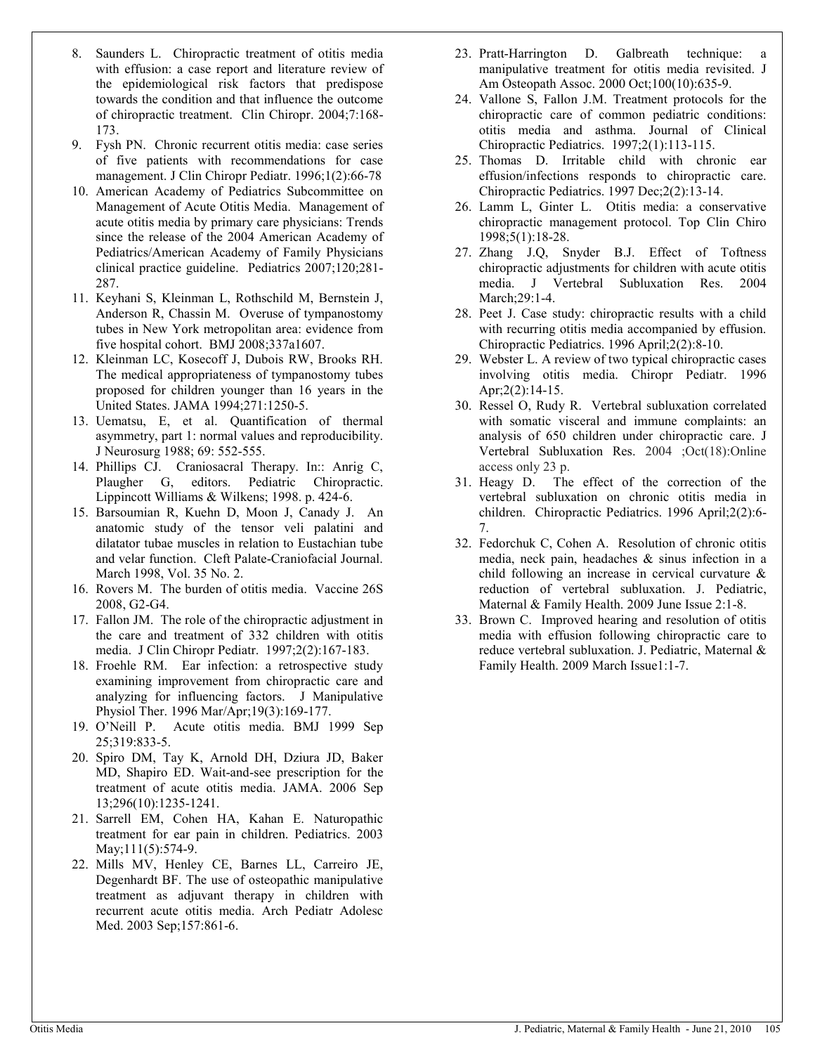8. Saunders L. Chiropractic treatment of otitis media with effusion: a case report and literature review of the epidemiological risk factors that predispose towards the condition and that influence the outcome of chiropractic treatment. Clin Chiropr. 2004;7:168-173.
9. Fysh PN. Chronic recurrent otitis media: case series of five patients with recommendations for case management. J Clin Chiropr Pediatr. 1996;1(2):66-78
10. American Academy of Pediatrics Subcommittee on Management of Acute Otitis Media. Management of acute otitis media by primary care physicians: Trends since the release of the 2004 American Academy of Pediatrics/American Academy of Family Physicians clinical practice guideline. Pediatrics 2007;120;281-287.
11. Keyhani S, Kleinman L, Rothschild M, Bernstein J, Anderson R, Chassin M. Overuse of tympanostomy tubes in New York metropolitan area: evidence from five hospital cohort. BMJ 2008;337a1607.
12. Kleinman LC, Kosecoff J, Dubois RW, Brooks RH. The medical appropriateness of tympanostomy tubes proposed for children younger than 16 years in the United States. JAMA 1994;271:1250-5.
13. Uematsu, E, et al. Quantification of thermal asymmetry, part 1: normal values and reproducibility. J Neurosurg 1988; 69: 552-555.
14. Phillips CJ. Craniosacral Therapy. In:: Anrig C, Plaugher G, editors. Pediatric Chiropractic. Lippincott Williams & Wilkens; 1998. p. 424-6.
15. Barsoumian R, Kuehn D, Moon J, Canady J. An anatomic study of the tensor veli palatini and dilatator tubae muscles in relation to Eustachian tube and velar function. Cleft Palate-Craniofacial Journal. March 1998, Vol. 35 No. 2.
16. Rovers M. The burden of otitis media. Vaccine 26S 2008, G2-G4.
17. Fallon JM. The role of the chiropractic adjustment in the care and treatment of 332 children with otitis media. J Clin Chiropr Pediatr. 1997;2(2):167-183.
18. Froehle RM. Ear infection: a retrospective study examining improvement from chiropractic care and analyzing for influencing factors. J Manipulative Physiol Ther. 1996 Mar/Apr;19(3):169-177.
19. O'Neill P. Acute otitis media. BMJ 1999 Sep 25;319:833-5.
20. Spiro DM, Tay K, Arnold DH, Dziura JD, Baker MD, Shapiro ED. Wait-and-see prescription for the treatment of acute otitis media. JAMA. 2006 Sep 13;296(10):1235-1241.
21. Sarrell EM, Cohen HA, Kahan E. Naturopathic treatment for ear pain in children. Pediatrics. 2003 May;111(5):574-9.
22. Mills MV, Henley CE, Barnes LL, Carreiro JE, Degenhardt BF. The use of osteopathic manipulative treatment as adjuvant therapy in children with recurrent acute otitis media. Arch Pediatr Adolesc Med. 2003 Sep;157:861-6.
23. Pratt-Harrington D. Galbreath technique: a manipulative treatment for otitis media revisited. J Am Osteopath Assoc. 2000 Oct;100(10):635-9.
24. Vallone S, Fallon J.M. Treatment protocols for the chiropractic care of common pediatric conditions: otitis media and asthma. Journal of Clinical Chiropractic Pediatrics. 1997;2(1):113-115.
25. Thomas D. Irritable child with chronic ear effusion/infections responds to chiropractic care. Chiropractic Pediatrics. 1997 Dec;2(2):13-14.
26. Lamm L, Ginter L. Otitis media: a conservative chiropractic management protocol. Top Clin Chiro 1998;5(1):18-28.
27. Zhang J.Q, Snyder B.J. Effect of Toftness chiropractic adjustments for children with acute otitis media. J Vertebral Subluxation Res. 2004 March;29:1-4.
28. Peet J. Case study: chiropractic results with a child with recurring otitis media accompanied by effusion. Chiropractic Pediatrics. 1996 April;2(2):8-10.
29. Webster L. A review of two typical chiropractic cases involving otitis media. Chiropr Pediatr. 1996 Apr;2(2):14-15.
30. Ressel O, Rudy R. Vertebral subluxation correlated with somatic visceral and immune complaints: an analysis of 650 children under chiropractic care. J Vertebral Subluxation Res. 2004 ;Oct(18):Online access only 23 p.
31. Heagy D. The effect of the correction of the vertebral subluxation on chronic otitis media in children. Chiropractic Pediatrics. 1996 April;2(2):6-7.
32. Fedorchuk C, Cohen A. Resolution of chronic otitis media, neck pain, headaches & sinus infection in a child following an increase in cervical curvature & reduction of vertebral subluxation. J. Pediatric, Maternal & Family Health. 2009 June Issue 2:1-8.
33. Brown C. Improved hearing and resolution of otitis media with effusion following chiropractic care to reduce vertebral subluxation. J. Pediatric, Maternal & Family Health. 2009 March Issue1:1-7.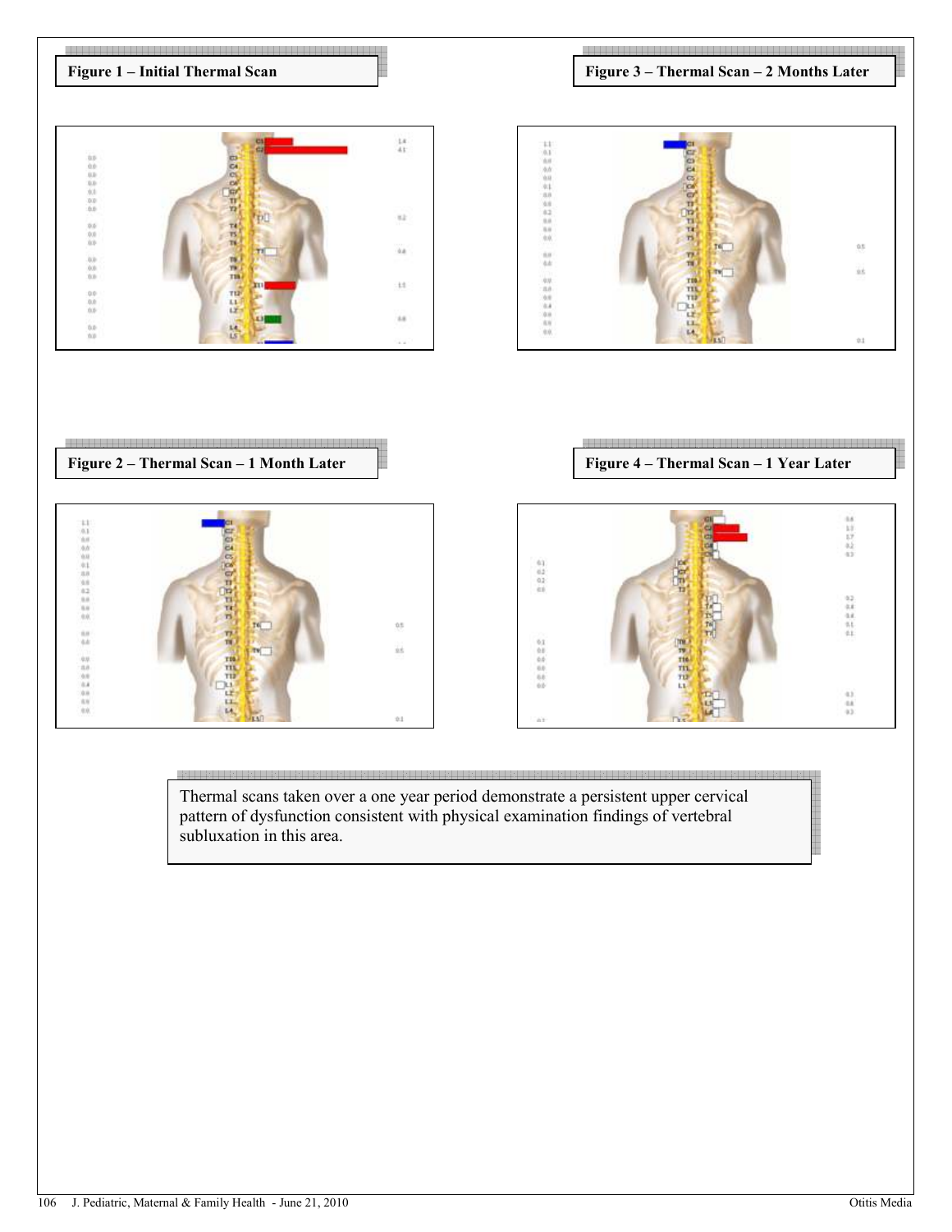**Figure 1 – Initial Thermal Scan**

**Figure 3 – Thermal Scan – 2 Months Later**

**Figure 2 – Thermal Scan – 1 Month Later**

**Figure 4 – Thermal Scan – 1 Year Later**

Thermal scans taken over a one year period demonstrate a persistent upper cervical pattern of dysfunction consistent with physical examination findings of vertebral subluxation in this area.